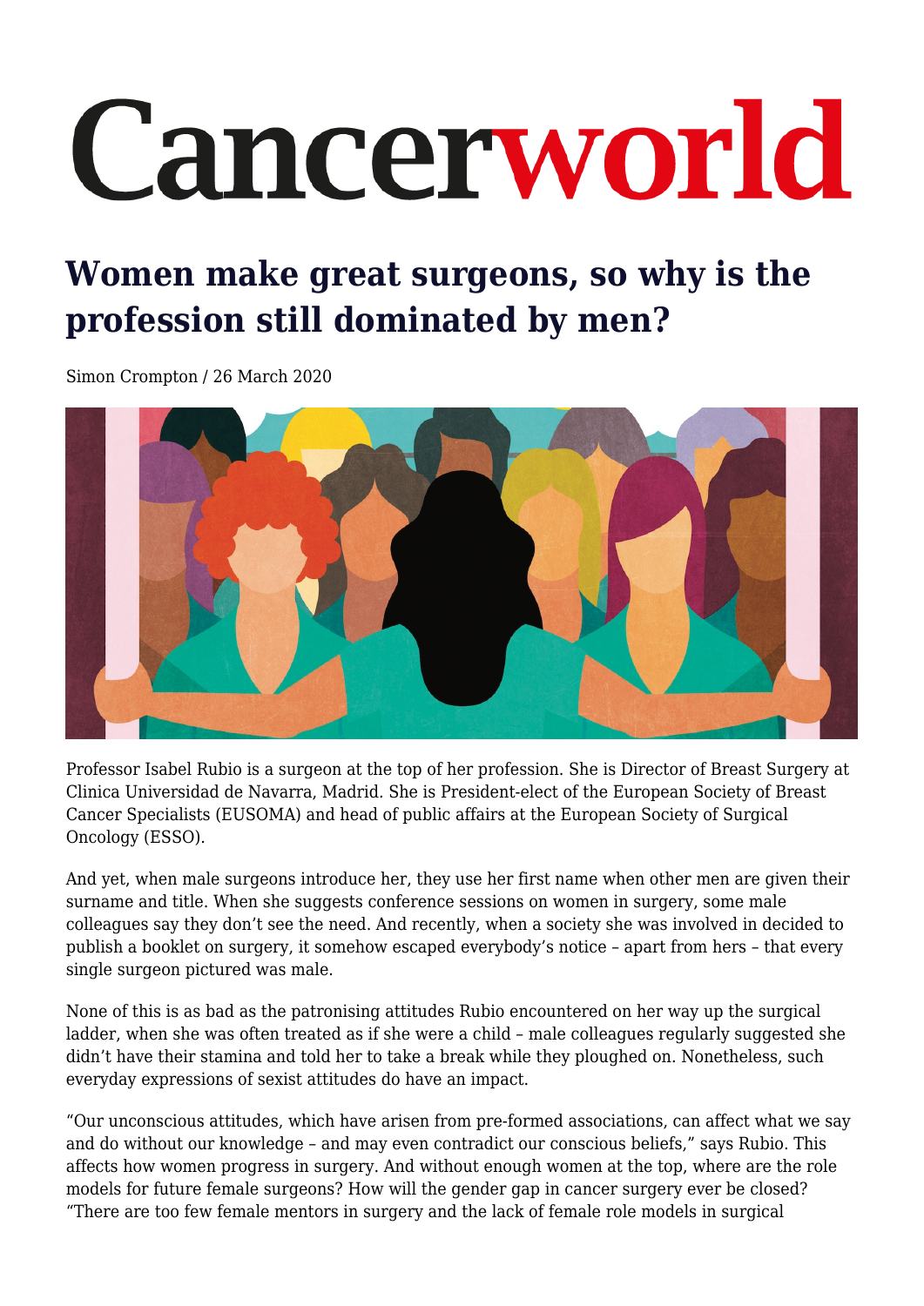# Cancerworld

## Women make great surgeons, so why is the profession still dominated by men?

Simon Crompton / 26 March 2020

Professor Isabel Rubio is a surgeon at the top of her profession. She is Director of Breast Surgery at Clinica Universidad de Navarra, Madrid. She is President-elect of the European Society of Breast Cancer Specialists (EUSOMA) and head of public affairs at the European Society of Surgical Oncology (ESSO).

And yet, when male surgeons introduce her, they use her first name when other men are given their surname and title. When she suggests conference sessions on women in surgery, some male colleagues say they don't see the need. And recently, when a society she was involved in decided to publish a booklet on surgery, it somehow escaped everybody's notice – apart from hers – that every single surgeon pictured was male.

None of this is as bad as the patronising attitudes Rubio encountered on her way up the surgical ladder, when she was often treated as if she were a child – male colleagues regularly suggested she didn't have their stamina and told her to take a break while they ploughed on. Nonetheless, such everyday expressions of sexist attitudes do have an impact.

"Our unconscious attitudes, which have arisen from pre-formed associations, can affect what we say and do without our knowledge – and may even contradict our conscious beliefs," says Rubio. This affects how women progress in surgery. And without enough women at the top, where are the role models for future female surgeons? How will the gender gap in cancer surgery ever be closed? "There are too few female mentors in surgery and the lack of female role models in surgical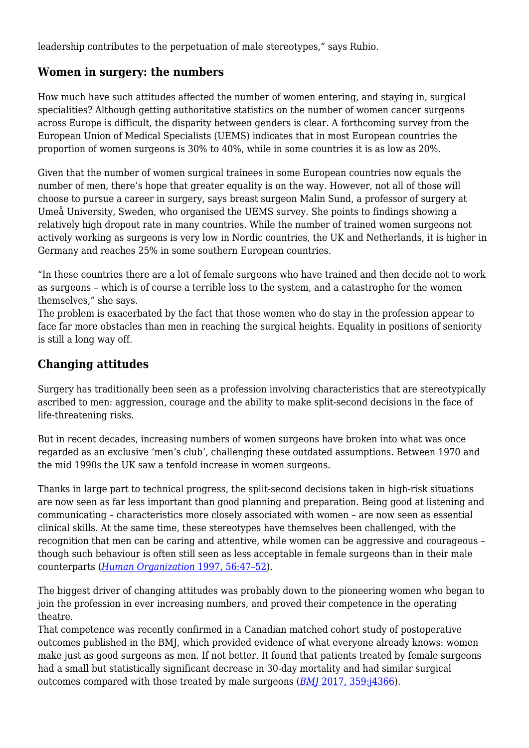leadership contributes to the perpetuation of male stereotypes," says Rubio.

## Women in surgery: the numbers

How much have such attitudes affected the number of women entering, and staying in, surgical specialities? Although getting authoritative statistics on the number of women cancer surgeons across Europe is difficult, the disparity between genders is clear. A forthcoming survey from the European Union of Medical Specialists (UEMS) indicates that in most European countries the proportion of women surgeons is 30% to 40%, while in some countries it is as low as 20%.

Given that the number of women surgical trainees in some European countries now equals the number of men, there's hope that greater equality is on the way. However, not all of those will choose to pursue a career in surgery, says breast surgeon Malin Sund, a professor of surgery at Umeå University, Sweden, who organised the UEMS survey. She points to findings showing a relatively high dropout rate in many countries. While the number of trained women surgeons not actively working as surgeons is very low in Nordic countries, the UK and Netherlands, it is higher in Germany and reaches 25% in some southern European countries.

"In these countries there are a lot of female surgeons who have trained and then decide not to work as surgeons – which is of course a terrible loss to the system, and a catastrophe for the women themselves," she says.

The problem is exacerbated by the fact that those women who do stay in the profession appear to face far more obstacles than men in reaching the surgical heights. Equality in positions of seniority is still a long way off.

## Changing attitudes

Surgery has traditionally been seen as a profession involving characteristics that are stereotypically ascribed to men: aggression, courage and the ability to make split-second decisions in the face of life-threatening risks.

But in recent decades, increasing numbers of women surgeons have broken into what was once regarded as an exclusive 'men's club', challenging these outdated assumptions. Between 1970 and the mid 1990s the UK saw a tenfold increase in women surgeons.

Thanks in large part to technical progress, the split-second decisions taken in high-risk situations are now seen as far less important than good planning and preparation. Being good at listening and communicating – characteristics more closely associated with women – are now seen as essential clinical skills. At the same time, these stereotypes have themselves been challenged, with the recognition that men can be caring and attentive, while women can be aggressive and courageous – though such behaviour is often still seen as less acceptable in female surgeons than in their male counterparts (*Human Organization* 1997, 56:47–52).

The biggest driver of changing attitudes was probably down to the pioneering women who began to join the profession in ever increasing numbers, and proved their competence in the operating theatre.

That competence was recently confirmed in a Canadian matched cohort study of postoperative outcomes published in the BMJ, which provided evidence of what everyone already knows: women make just as good surgeons as men. If not better. It found that patients treated by female surgeons had a small but statistically significant decrease in 30-day mortality and had similar surgical outcomes compared with those treated by male surgeons (*BMJ* 2017, 359:j4366).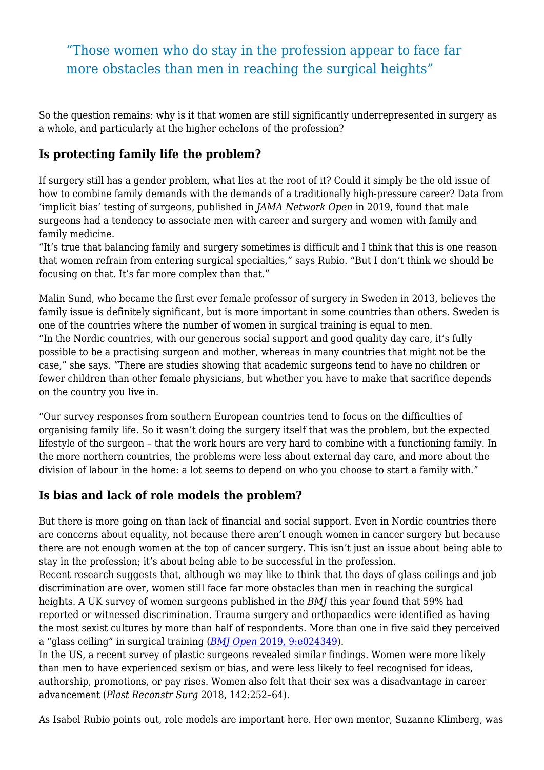> “Those women who do stay in the profession appear to face far more obstacles than men in reaching the surgical heights”

So the question remains: why is it that women are still significantly underrepresented in surgery as a whole, and particularly at the higher echelons of the profession?

### Is protecting family life the problem?

If surgery still has a gender problem, what lies at the root of it? Could it simply be the old issue of how to combine family demands with the demands of a traditionally high-pressure career? Data from ‘implicit bias’ testing of surgeons, published in *JAMA Network Open* in 2019, found that male surgeons had a tendency to associate men with career and surgery and women with family and family medicine.

“It’s true that balancing family and surgery sometimes is difficult and I think that this is one reason that women refrain from entering surgical specialties,” says Rubio. “But I don’t think we should be focusing on that. It’s far more complex than that.”

Malin Sund, who became the first ever female professor of surgery in Sweden in 2013, believes the family issue is definitely significant, but is more important in some countries than others. Sweden is one of the countries where the number of women in surgical training is equal to men.

“In the Nordic countries, with our generous social support and good quality day care, it’s fully possible to be a practising surgeon and mother, whereas in many countries that might not be the case,” she says. “There are studies showing that academic surgeons tend to have no children or fewer children than other female physicians, but whether you have to make that sacrifice depends on the country you live in.

“Our survey responses from southern European countries tend to focus on the difficulties of organising family life. So it wasn’t doing the surgery itself that was the problem, but the expected lifestyle of the surgeon – that the work hours are very hard to combine with a functioning family. In the more northern countries, the problems were less about external day care, and more about the division of labour in the home: a lot seems to depend on who you choose to start a family with.”

### Is bias and lack of role models the problem?

But there is more going on than lack of financial and social support. Even in Nordic countries there are concerns about equality, not because there aren’t enough women in cancer surgery but because there are not enough women at the top of cancer surgery. This isn’t just an issue about being able to stay in the profession; it’s about being able to be successful in the profession.

Recent research suggests that, although we may like to think that the days of glass ceilings and job discrimination are over, women still face far more obstacles than men in reaching the surgical heights. A UK survey of women surgeons published in the *BMJ* this year found that 59% had reported or witnessed discrimination. Trauma surgery and orthopaedics were identified as having the most sexist cultures by more than half of respondents. More than one in five said they perceived a “glass ceiling” in surgical training (*BMJ Open* 2019, 9:e024349).

In the US, a recent survey of plastic surgeons revealed similar findings. Women were more likely than men to have experienced sexism or bias, and were less likely to feel recognised for ideas, authorship, promotions, or pay rises. Women also felt that their sex was a disadvantage in career advancement (*Plast Reconstr Surg* 2018, 142:252–64).

As Isabel Rubio points out, role models are important here. Her own mentor, Suzanne Klimberg, was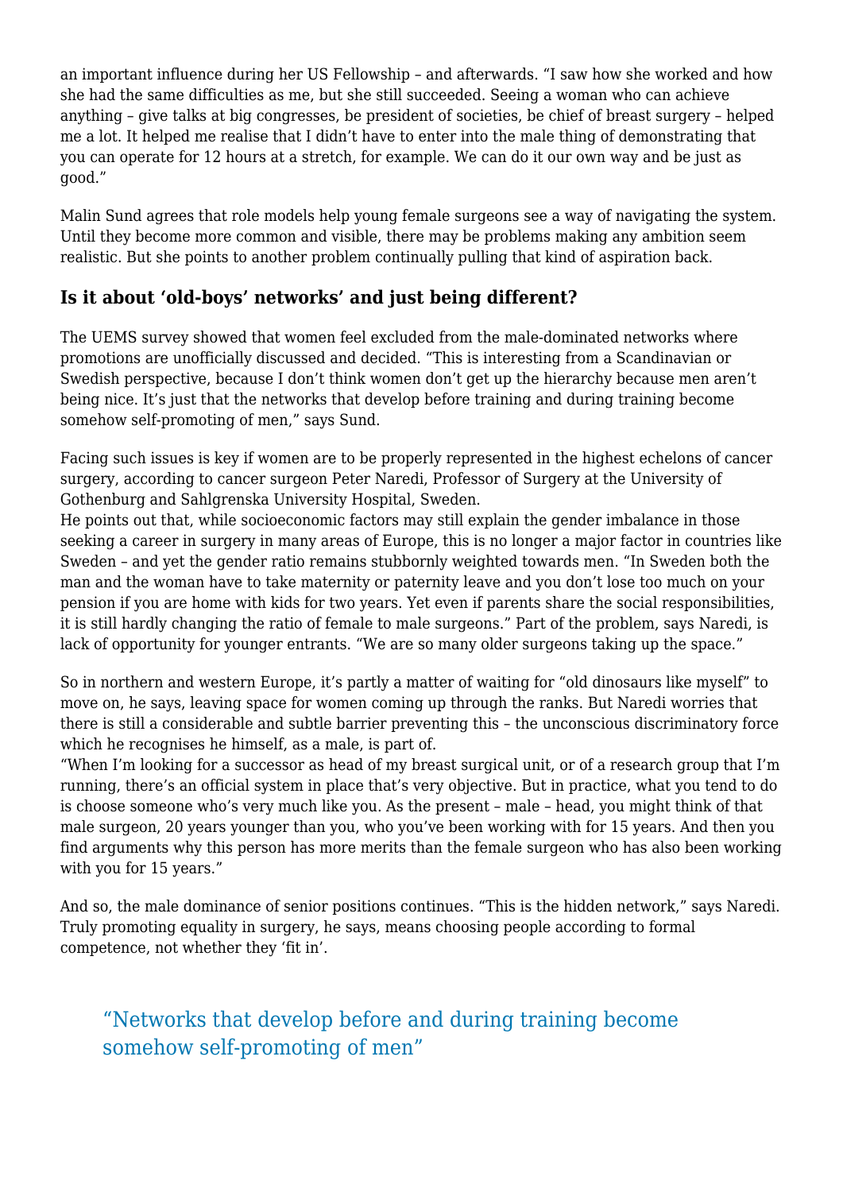an important influence during her US Fellowship – and afterwards. "I saw how she worked and how she had the same difficulties as me, but she still succeeded. Seeing a woman who can achieve anything – give talks at big congresses, be president of societies, be chief of breast surgery – helped me a lot. It helped me realise that I didn't have to enter into the male thing of demonstrating that you can operate for 12 hours at a stretch, for example. We can do it our own way and be just as good."

Malin Sund agrees that role models help young female surgeons see a way of navigating the system. Until they become more common and visible, there may be problems making any ambition seem realistic. But she points to another problem continually pulling that kind of aspiration back.

### Is it about 'old-boys' networks' and just being different?

The UEMS survey showed that women feel excluded from the male-dominated networks where promotions are unofficially discussed and decided. "This is interesting from a Scandinavian or Swedish perspective, because I don't think women don't get up the hierarchy because men aren't being nice. It's just that the networks that develop before training and during training become somehow self-promoting of men," says Sund.

Facing such issues is key if women are to be properly represented in the highest echelons of cancer surgery, according to cancer surgeon Peter Naredi, Professor of Surgery at the University of Gothenburg and Sahlgrenska University Hospital, Sweden.

He points out that, while socioeconomic factors may still explain the gender imbalance in those seeking a career in surgery in many areas of Europe, this is no longer a major factor in countries like Sweden – and yet the gender ratio remains stubbornly weighted towards men. "In Sweden both the man and the woman have to take maternity or paternity leave and you don't lose too much on your pension if you are home with kids for two years. Yet even if parents share the social responsibilities, it is still hardly changing the ratio of female to male surgeons." Part of the problem, says Naredi, is lack of opportunity for younger entrants. "We are so many older surgeons taking up the space."

So in northern and western Europe, it's partly a matter of waiting for "old dinosaurs like myself" to move on, he says, leaving space for women coming up through the ranks. But Naredi worries that there is still a considerable and subtle barrier preventing this – the unconscious discriminatory force which he recognises he himself, as a male, is part of.

"When I'm looking for a successor as head of my breast surgical unit, or of a research group that I'm running, there's an official system in place that's very objective. But in practice, what you tend to do is choose someone who's very much like you. As the present – male – head, you might think of that male surgeon, 20 years younger than you, who you've been working with for 15 years. And then you find arguments why this person has more merits than the female surgeon who has also been working with you for 15 years."

And so, the male dominance of senior positions continues. "This is the hidden network," says Naredi. Truly promoting equality in surgery, he says, means choosing people according to formal competence, not whether they 'fit in'.

> "Networks that develop before and during training become somehow self-promoting of men"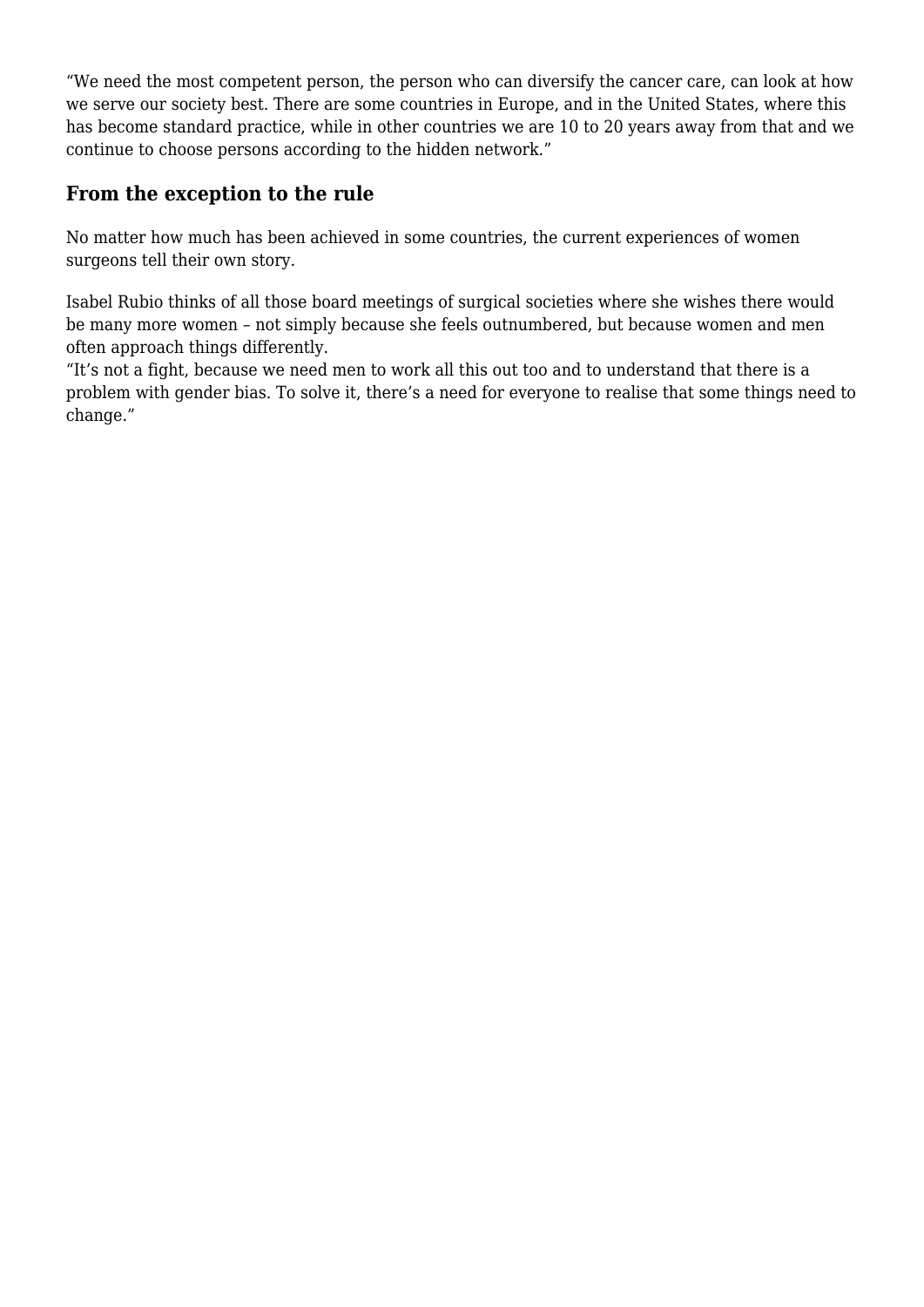"We need the most competent person, the person who can diversify the cancer care, can look at how we serve our society best. There are some countries in Europe, and in the United States, where this has become standard practice, while in other countries we are 10 to 20 years away from that and we continue to choose persons according to the hidden network."

## From the exception to the rule

No matter how much has been achieved in some countries, the current experiences of women surgeons tell their own story.

Isabel Rubio thinks of all those board meetings of surgical societies where she wishes there would be many more women – not simply because she feels outnumbered, but because women and men often approach things differently.
"It's not a fight, because we need men to work all this out too and to understand that there is a problem with gender bias. To solve it, there's a need for everyone to realise that some things need to change."